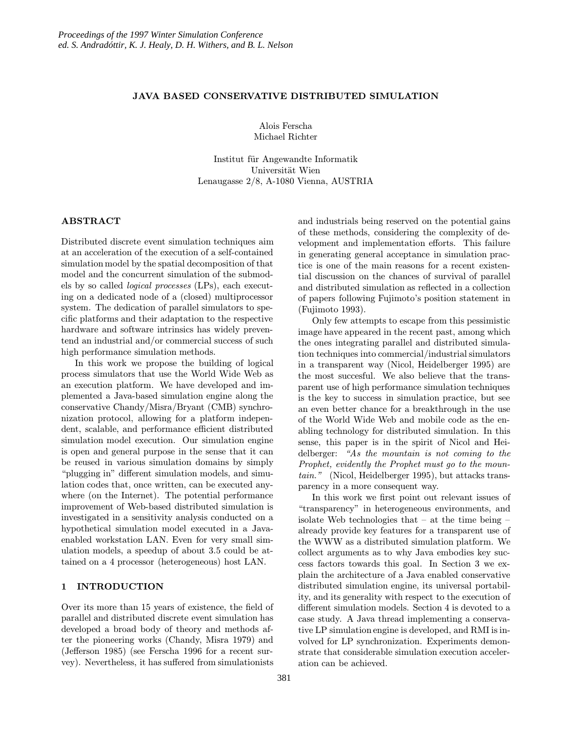# JAVA BASED CONSERVATIVE DISTRIBUTED SIMULATION

Alois Ferscha
Michael Richter

Institut für Angewandte Informatik
Universität Wien
Lenaugasse 2/8, A-1080 Vienna, AUSTRIA

## ABSTRACT

Distributed discrete event simulation techniques aim at an acceleration of the execution of a self-contained simulation model by the spatial decomposition of that model and the concurrent simulation of the submodels by so called *logical processes* (LPs), each executing on a dedicated node of a (closed) multiprocessor system. The dedication of parallel simulators to specific platforms and their adaptation to the respective hardware and software intrinsics has widely preventend an industrial and/or commercial success of such high performance simulation methods.

In this work we propose the building of logical process simulators that use the World Wide Web as an execution platform. We have developed and implemented a Java-based simulation engine along the conservative Chandy/Misra/Bryant (CMB) synchronization protocol, allowing for a platform independent, scalable, and performance efficient distributed simulation model execution. Our simulation engine is open and general purpose in the sense that it can be reused in various simulation domains by simply "plugging in" different simulation models, and simulation codes that, once written, can be executed anywhere (on the Internet). The potential performance improvement of Web-based distributed simulation is investigated in a sensitivity analysis conducted on a hypothetical simulation model executed in a Java-enabled workstation LAN. Even for very small simulation models, a speedup of about 3.5 could be attained on a 4 processor (heterogeneous) host LAN.

## 1 INTRODUCTION

Over its more than 15 years of existence, the field of parallel and distributed discrete event simulation has developed a broad body of theory and methods after the pioneering works (Chandy, Misra 1979) and (Jefferson 1985) (see Ferscha 1996 for a recent survey). Nevertheless, it has suffered from simulationists and industrials being reserved on the potential gains of these methods, considering the complexity of development and implementation efforts. This failure in generating general acceptance in simulation practice is one of the main reasons for a recent existential discussion on the chances of survival of parallel and distributed simulation as reflected in a collection of papers following Fujimoto's position statement in (Fujimoto 1993).

Only few attempts to escape from this pessimistic image have appeared in the recent past, among which the ones integrating parallel and distributed simulation techniques into commercial/industrial simulators in a transparent way (Nicol, Heidelberger 1995) are the most succesful. We also believe that the transparent use of high performance simulation techniques is the key to success in simulation practice, but see an even better chance for a breakthrough in the use of the World Wide Web and mobile code as the enabling technology for distributed simulation. In this sense, this paper is in the spirit of Nicol and Heidelberger: *"As the mountain is not coming to the Prophet, evidently the Prophet must go to the mountain."* (Nicol, Heidelberger 1995), but attacks transparency in a more consequent way.

In this work we first point out relevant issues of "transparency" in heterogeneous environments, and isolate Web technologies that – at the time being – already provide key features for a transparent use of the WWW as a distributed simulation platform. We collect arguments as to why Java embodies key success factors towards this goal. In Section 3 we explain the architecture of a Java enabled conservative distributed simulation engine, its universal portability, and its generality with respect to the execution of different simulation models. Section 4 is devoted to a case study. A Java thread implementing a conservative LP simulation engine is developed, and RMI is involved for LP synchronization. Experiments demonstrate that considerable simulation execution acceleration can be achieved.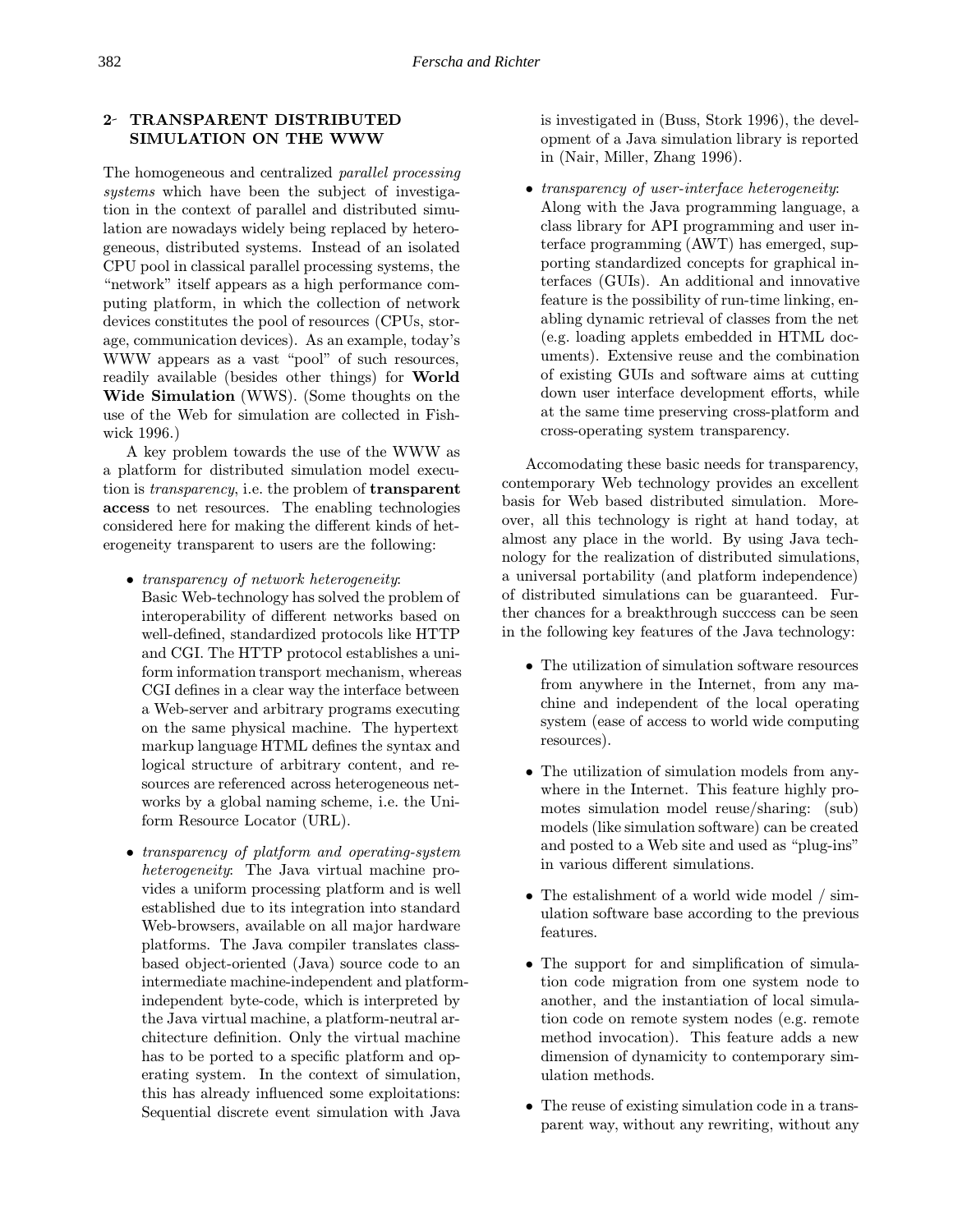## 2 TRANSPARENT DISTRIBUTED SIMULATION ON THE WWW

The homogeneous and centralized *parallel processing systems* which have been the subject of investigation in the context of parallel and distributed simulation are nowadays widely being replaced by heterogeneous, distributed systems. Instead of an isolated CPU pool in classical parallel processing systems, the "network" itself appears as a high performance computing platform, in which the collection of network devices constitutes the pool of resources (CPUs, storage, communication devices). As an example, today's WWW appears as a vast "pool" of such resources, readily available (besides other things) for **World Wide Simulation** (WWS). (Some thoughts on the use of the Web for simulation are collected in Fishwick 1996.)

A key problem towards the use of the WWW as a platform for distributed simulation model execution is *transparency*, i.e. the problem of **transparent access** to net resources. The enabling technologies considered here for making the different kinds of heterogeneity transparent to users are the following:

- *transparency of network heterogeneity*: Basic Web-technology has solved the problem of interoperability of different networks based on well-defined, standardized protocols like HTTP and CGI. The HTTP protocol establishes a uniform information transport mechanism, whereas CGI defines in a clear way the interface between a Web-server and arbitrary programs executing on the same physical machine. The hypertext markup language HTML defines the syntax and logical structure of arbitrary content, and resources are referenced across heterogeneous networks by a global naming scheme, i.e. the Uniform Resource Locator (URL).

- *transparency of platform and operating-system heterogeneity*: The Java virtual machine provides a uniform processing platform and is well established due to its integration into standard Web-browsers, available on all major hardware platforms. The Java compiler translates class-based object-oriented (Java) source code to an intermediate machine-independent and platform-independent byte-code, which is interpreted by the Java virtual machine, a platform-neutral architecture definition. Only the virtual machine has to be ported to a specific platform and operating system. In the context of simulation, this has already influenced some exploitations: Sequential discrete event simulation with Java is investigated in (Buss, Stork 1996), the development of a Java simulation library is reported in (Nair, Miller, Zhang 1996).

- *transparency of user-interface heterogeneity*: Along with the Java programming language, a class library for API programming and user interface programming (AWT) has emerged, supporting standardized concepts for graphical interfaces (GUIs). An additional and innovative feature is the possibility of run-time linking, enabling dynamic retrieval of classes from the net (e.g. loading applets embedded in HTML documents). Extensive reuse and the combination of existing GUIs and software aims at cutting down user interface development efforts, while at the same time preserving cross-platform and cross-operating system transparency.

Accomodating these basic needs for transparency, contemporary Web technology provides an excellent basis for Web based distributed simulation. Moreover, all this technology is right at hand today, at almost any place in the world. By using Java technology for the realization of distributed simulations, a universal portability (and platform independence) of distributed simulations can be guaranteed. Further chances for a breakthrough succcess can be seen in the following key features of the Java technology:

- The utilization of simulation software resources from anywhere in the Internet, from any machine and independent of the local operating system (ease of access to world wide computing resources).

- The utilization of simulation models from anywhere in the Internet. This feature highly promotes simulation model reuse/sharing: (sub) models (like simulation software) can be created and posted to a Web site and used as "plug-ins" in various different simulations.

- The estalishment of a world wide model / simulation software base according to the previous features.

- The support for and simplification of simulation code migration from one system node to another, and the instantiation of local simulation code on remote system nodes (e.g. remote method invocation). This feature adds a new dimension of dynamicity to contemporary simulation methods.

- The reuse of existing simulation code in a transparent way, without any rewriting, without any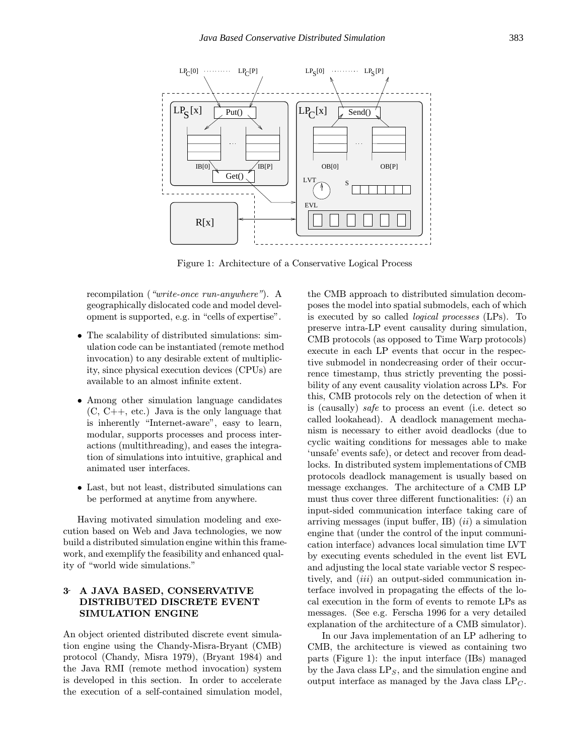Figure 1: Architecture of a Conservative Logical Process

recompilation (*"write-once run-anywhere"*). A geographically dislocated code and model development is supported, e.g. in "cells of expertise".

- The scalability of distributed simulations: simulation code can be instantiated (remote method invocation) to any desirable extent of multiplicity, since physical execution devices (CPUs) are available to an almost infinite extent.
- Among other simulation language candidates (C, C++, etc.) Java is the only language that is inherently "Internet-aware", easy to learn, modular, supports processes and process interactions (multithreading), and eases the integration of simulations into intuitive, graphical and animated user interfaces.
- Last, but not least, distributed simulations can be performed at anytime from anywhere.

Having motivated simulation modeling and execution based on Web and Java technologies, we now build a distributed simulation engine within this framework, and exemplify the feasibility and enhanced quality of "world wide simulations."

## 3 A JAVA BASED, CONSERVATIVE DISTRIBUTED DISCRETE EVENT SIMULATION ENGINE

An object oriented distributed discrete event simulation engine using the Chandy-Misra-Bryant (CMB) protocol (Chandy, Misra 1979), (Bryant 1984) and the Java RMI (remote method invocation) system is developed in this section. In order to accelerate the execution of a self-contained simulation model, the CMB approach to distributed simulation decomposes the model into spatial submodels, each of which is executed by so called *logical processes* (LPs). To preserve intra-LP event causality during simulation, CMB protocols (as opposed to Time Warp protocols) execute in each LP events that occur in the respective submodel in nondecreasing order of their occurrence timestamp, thus strictly preventing the possibility of any event causality violation across LPs. For this, CMB protocols rely on the detection of when it is (causally) *safe* to process an event (i.e. detect so called lookahead). A deadlock management mechanism is necessary to either avoid deadlocks (due to cyclic waiting conditions for messages able to make 'unsafe' events safe), or detect and recover from deadlocks. In distributed system implementations of CMB protocols deadlock management is usually based on message exchanges. The architecture of a CMB LP must thus cover three different functionalities: (*i*) an input-sided communication interface taking care of arriving messages (input buffer, IB) (*ii*) a simulation engine that (under the control of the input communication interface) advances local simulation time LVT by executing events scheduled in the event list EVL and adjusting the local state variable vector S respectively, and (*iii*) an output-sided communication interface involved in propagating the effects of the local execution in the form of events to remote LPs as messages. (See e.g. Ferscha 1996 for a very detailed explanation of the architecture of a CMB simulator).

In our Java implementation of an LP adhering to CMB, the architecture is viewed as containing two parts (Figure 1): the input interface (IBs) managed by the Java class $LP_S$, and the simulation engine and output interface as managed by the Java class $LP_C$.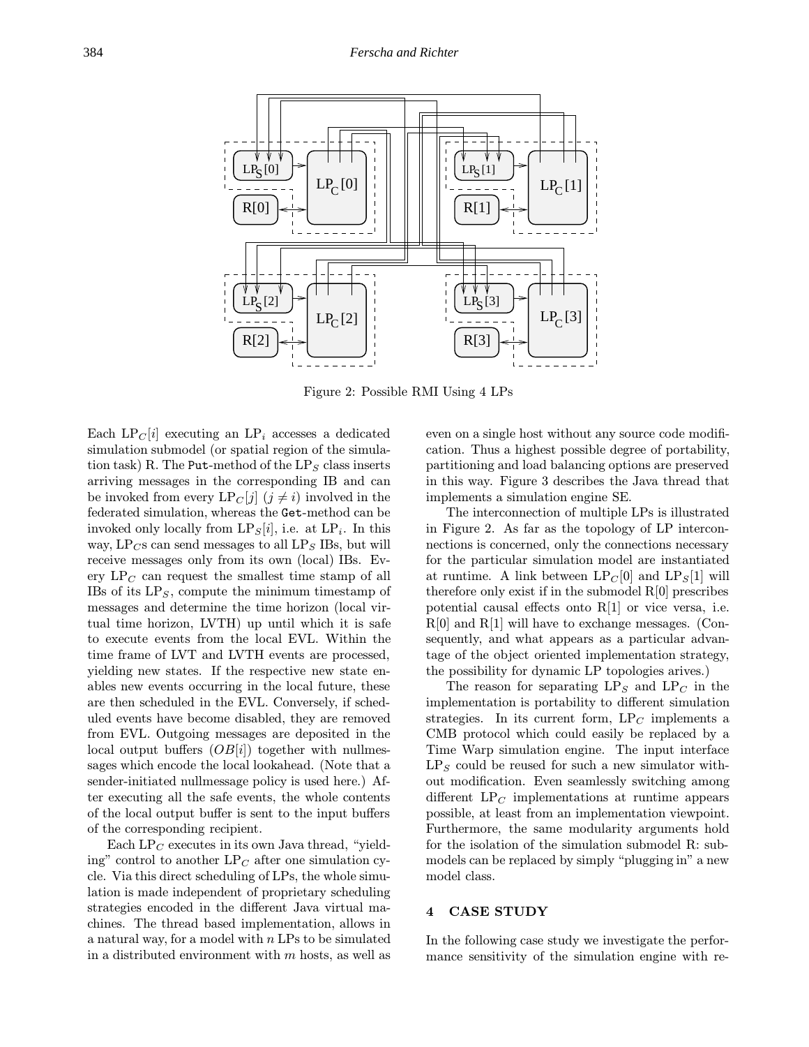Figure 2: Possible RMI Using 4 LPs

Each $LP_C[i]$ executing an $LP_i$ accesses a dedicated simulation submodel (or spatial region of the simulation task) R. The `Put`-method of the $LP_S$ class inserts arriving messages in the corresponding IB and can be invoked from every $LP_C[j]$ $(j \neq i)$ involved in the federated simulation, whereas the `Get`-method can be invoked only locally from $LP_S[i]$, i.e. at $LP_i$. In this way, $LP_C$s can send messages to all $LP_S$ IBs, but will receive messages only from its own (local) IBs. Every $LP_C$ can request the smallest time stamp of all IBs of its $LP_S$, compute the minimum timestamp of messages and determine the time horizon (local virtual time horizon, LVTH) up until which it is safe to execute events from the local EVL. Within the time frame of LVT and LVTH events are processed, yielding new states. If the respective new state enables new events occurring in the local future, these are then scheduled in the EVL. Conversely, if scheduled events have become disabled, they are removed from EVL. Outgoing messages are deposited in the local output buffers ($OB[i]$) together with nullmessages which encode the local lookahead. (Note that a sender-initiated nullmessage policy is used here.) After executing all the safe events, the whole contents of the local output buffer is sent to the input buffers of the corresponding recipient.

Each $LP_C$ executes in its own Java thread, "yielding" control to another $LP_C$ after one simulation cycle. Via this direct scheduling of LPs, the whole simulation is made independent of proprietary scheduling strategies encoded in the different Java virtual machines. The thread based implementation, allows in a natural way, for a model with $n$ LPs to be simulated in a distributed environment with $m$ hosts, as well as even on a single host without any source code modification. Thus a highest possible degree of portability, partitioning and load balancing options are preserved in this way. Figure 3 describes the Java thread that implements a simulation engine SE.

The interconnection of multiple LPs is illustrated in Figure 2. As far as the topology of LP interconnections is concerned, only the connections necessary for the particular simulation model are instantiated at runtime. A link between $LP_C[0]$ and $LP_S[1]$ will therefore only exist if in the submodel R[0] prescribes potential causal effects onto R[1] or vice versa, i.e. R[0] and R[1] will have to exchange messages. (Consequently, and what appears as a particular advantage of the object oriented implementation strategy, the possibility for dynamic LP topologies arives.)

The reason for separating $LP_S$ and $LP_C$ in the implementation is portability to different simulation strategies. In its current form, $LP_C$ implements a CMB protocol which could easily be replaced by a Time Warp simulation engine. The input interface $LP_S$ could be reused for such a new simulator without modification. Even seamlessly switching among different $LP_C$ implementations at runtime appears possible, at least from an implementation viewpoint. Furthermore, the same modularity arguments hold for the isolation of the simulation submodel R: submodels can be replaced by simply "plugging in" a new model class.

## 4 CASE STUDY

In the following case study we investigate the performance sensitivity of the simulation engine with re-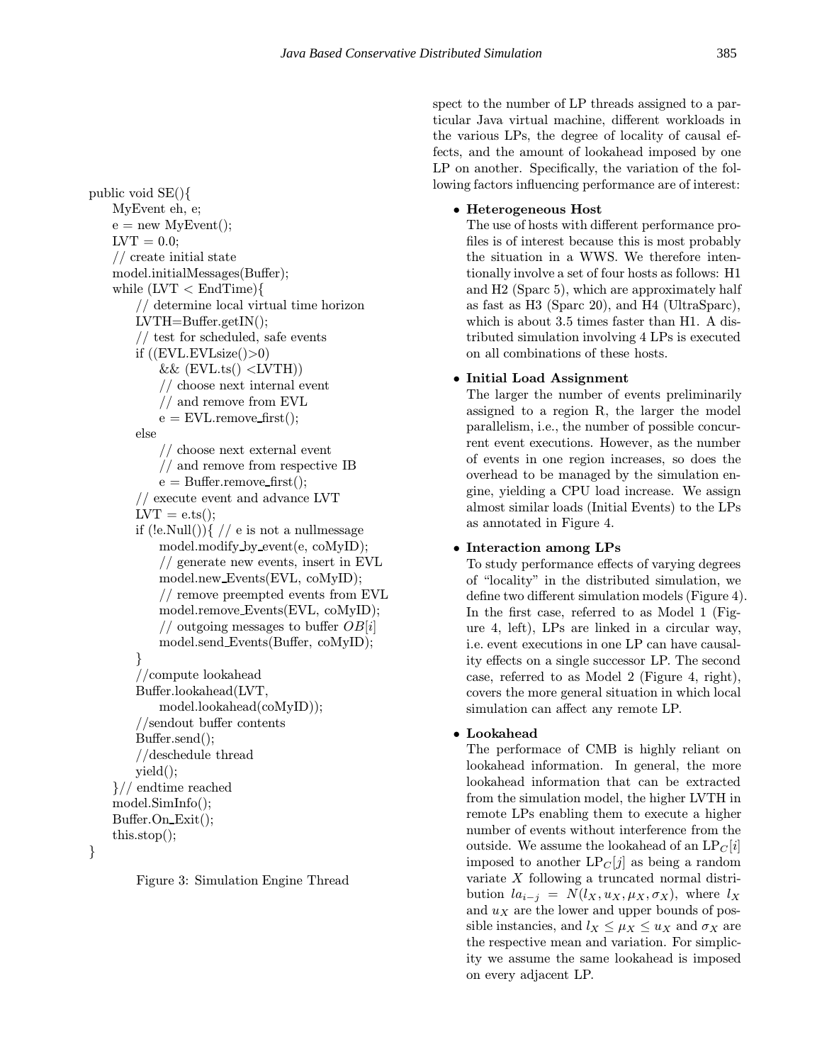```
public void SE(){
    MyEvent eh, e;
    e = new MyEvent();
    LVT = 0.0;
    // create initial state
    model.initialMessages(Buffer);
    while (LVT < EndTime){
        // determine local virtual time horizon
        LVTH=Buffer.getIN();
        // test for scheduled, safe events
        if ((EVL.EVLsize()>0)
            && (EVL.ts() <LVTH))
            // choose next internal event
            // and remove from EVL
            e = EVL.remove_first();
        else
            // choose next external event
            // and remove from respective IB
            e = Buffer.remove_first();
        // execute event and advance LVT
        LVT = e.ts();
        if (!e.Null()){ // e is not a nullmessage
            model.modify_by_event(e, coMyID);
            // generate new events, insert in EVL
            model.new_Events(EVL, coMyID);
            // remove preempted events from EVL
            model.remove_Events(EVL, coMyID);
            // outgoing messages to buffer OB[i]
            model.send_Events(Buffer, coMyID);
        }
        //compute lookahead
        Buffer.lookahead(LVT,
            model.lookahead(coMyID));
        //sendout buffer contents
        Buffer.send();
        //deschedule thread
        yield();
    }// endtime reached
    model.SimInfo();
    Buffer.On_Exit();
    this.stop();
}
```

Figure 3: Simulation Engine Thread

spect to the number of LP threads assigned to a particular Java virtual machine, different workloads in the various LPs, the degree of locality of causal effects, and the amount of lookahead imposed by one LP on another. Specifically, the variation of the following factors influencing performance are of interest:

- **Heterogeneous Host**
  The use of hosts with different performance profiles is of interest because this is most probably the situation in a WWS. We therefore intentionally involve a set of four hosts as follows: H1 and H2 (Sparc 5), which are approximately half as fast as H3 (Sparc 20), and H4 (UltraSparc), which is about 3.5 times faster than H1. A distributed simulation involving 4 LPs is executed on all combinations of these hosts.

- **Initial Load Assignment**
  The larger the number of events preliminarily assigned to a region R, the larger the model parallelism, i.e., the number of possible concurrent event executions. However, as the number of events in one region increases, so does the overhead to be managed by the simulation engine, yielding a CPU load increase. We assign almost similar loads (Initial Events) to the LPs as annotated in Figure 4.

- **Interaction among LPs**
  To study performance effects of varying degrees of "locality" in the distributed simulation, we define two different simulation models (Figure 4). In the first case, referred to as Model 1 (Figure 4, left), LPs are linked in a circular way, i.e. event executions in one LP can have causality effects on a single successor LP. The second case, referred to as Model 2 (Figure 4, right), covers the more general situation in which local simulation can affect any remote LP.

- **Lookahead**
  The performace of CMB is highly reliant on lookahead information. In general, the more lookahead information that can be extracted from the simulation model, the higher LVTH in remote LPs enabling them to execute a higher number of events without interference from the outside. We assume the lookahead of an $\mathrm{LP}_C[i]$ imposed to another $\mathrm{LP}_C[j]$ as being a random variate $X$ following a truncated normal distribution $la_{i-j} = N(l_X, u_X, \mu_X, \sigma_X)$, where $l_X$ and $u_X$ are the lower and upper bounds of possible instancies, and $l_X \leq \mu_X \leq u_X$ and $\sigma_X$ are the respective mean and variation. For simplicity we assume the same lookahead is imposed on every adjacent LP.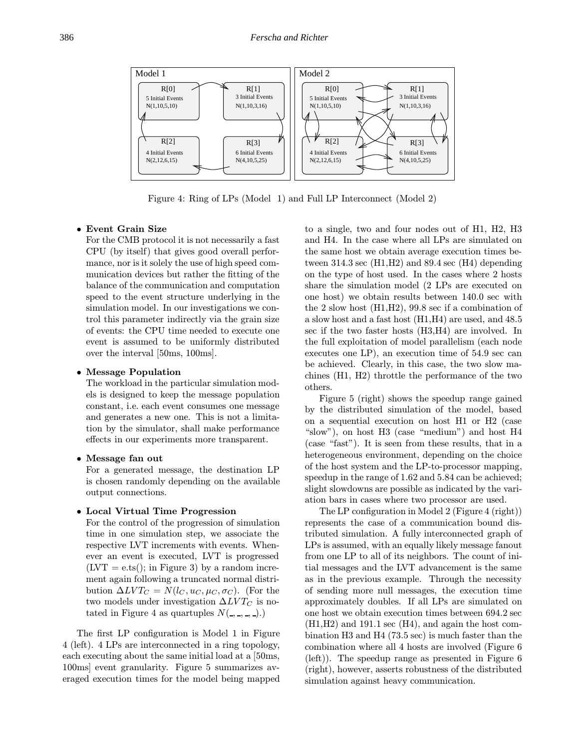Figure 4: Ring of LPs (Model 1) and Full LP Interconnect (Model 2)

- **Event Grain Size**
  For the CMB protocol it is not necessarily a fast CPU (by itself) that gives good overall performance, nor is it solely the use of high speed communication devices but rather the fitting of the balance of the communication and computation speed to the event structure underlying in the simulation model. In our investigations we control this parameter indirectly via the grain size of events: the CPU time needed to execute one event is assumed to be uniformly distributed over the interval [50ms, 100ms].

- **Message Population**
  The workload in the particular simulation models is designed to keep the message population constant, i.e. each event consumes one message and generates a new one. This is not a limitation by the simulator, shall make performance effects in our experiments more transparent.

- **Message fan out**
  For a generated message, the destination LP is chosen randomly depending on the available output connections.

- **Local Virtual Time Progression**
  For the control of the progression of simulation time in one simulation step, we associate the respective LVT increments with events. Whenever an event is executed, LVT is progressed (LVT = e.ts(); in Figure 3) by a random increment again following a truncated normal distribution $\Delta LVT_C = N(l_C, u_C, \mu_C, \sigma_C)$. (For the two models under investigation $\Delta LVT_C$ is notated in Figure 4 as quartuples $N(\_,\_,\_,\_)$.)

The first LP configuration is Model 1 in Figure 4 (left). 4 LPs are interconnected in a ring topology, each executing about the same initial load at a [50ms, 100ms] event granularity. Figure 5 summarizes averaged execution times for the model being mapped to a single, two and four nodes out of H1, H2, H3 and H4. In the case where all LPs are simulated on the same host we obtain average execution times between 314.3 sec (H1,H2) and 89.4 sec (H4) depending on the type of host used. In the cases where 2 hosts share the simulation model (2 LPs are executed on one host) we obtain results between 140.0 sec with the 2 slow host (H1,H2), 99.8 sec if a combination of a slow host and a fast host (H1,H4) are used, and 48.5 sec if the two faster hosts (H3,H4) are involved. In the full exploitation of model parallelism (each node executes one LP), an execution time of 54.9 sec can be achieved. Clearly, in this case, the two slow machines (H1, H2) throttle the performance of the two others.

Figure 5 (right) shows the speedup range gained by the distributed simulation of the model, based on a sequential execution on host H1 or H2 (case "slow"), on host H3 (case "medium") and host H4 (case "fast"). It is seen from these results, that in a heterogeneous environment, depending on the choice of the host system and the LP-to-processor mapping, speedup in the range of 1.62 and 5.84 can be achieved; slight slowdowns are possible as indicated by the variation bars in cases where two processor are used.

The LP configuration in Model 2 (Figure 4 (right)) represents the case of a communication bound distributed simulation. A fully interconnected graph of LPs is assumed, with an equally likely message fanout from one LP to all of its neighbors. The count of initial messages and the LVT advancement is the same as in the previous example. Through the necessity of sending more null messages, the execution time approximately doubles. If all LPs are simulated on one host we obtain execution times between 694.2 sec (H1,H2) and 191.1 sec (H4), and again the host combination H3 and H4 (73.5 sec) is much faster than the combination where all 4 hosts are involved (Figure 6 (left)). The speedup range as presented in Figure 6 (right), however, asserts robustness of the distributed simulation against heavy communication.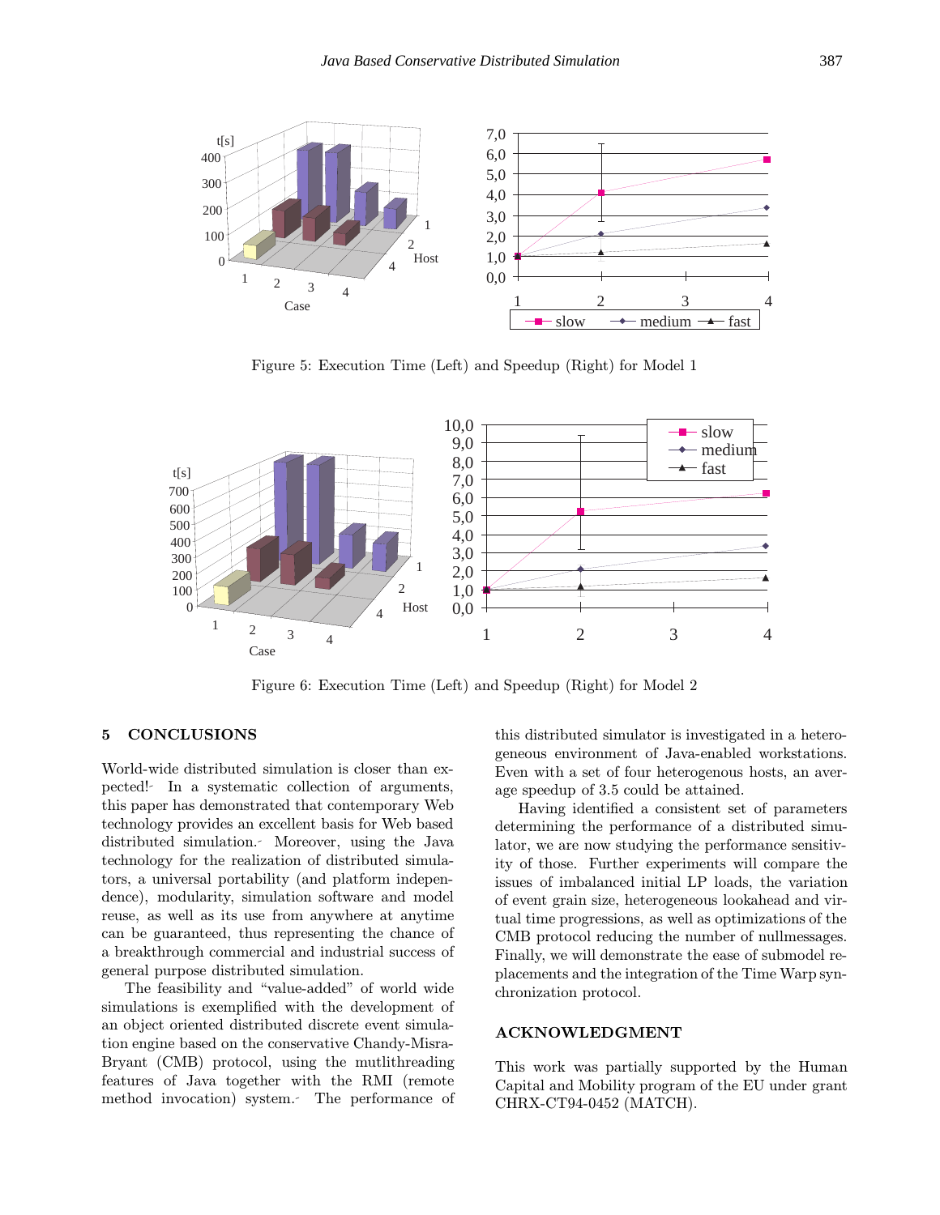Figure 5: Execution Time (Left) and Speedup (Right) for Model 1

Figure 6: Execution Time (Left) and Speedup (Right) for Model 2

## 5 CONCLUSIONS

World-wide distributed simulation is closer than expected! In a systematic collection of arguments, this paper has demonstrated that contemporary Web technology provides an excellent basis for Web based distributed simulation. Moreover, using the Java technology for the realization of distributed simulators, a universal portability (and platform independence), modularity, simulation software and model reuse, as well as its use from anywhere at anytime can be guaranteed, thus representing the chance of a breakthrough commercial and industrial success of general purpose distributed simulation.

The feasibility and "value-added" of world wide simulations is exemplified with the development of an object oriented distributed discrete event simulation engine based on the conservative Chandy-Misra-Bryant (CMB) protocol, using the mutlithreading features of Java together with the RMI (remote method invocation) system. The performance of this distributed simulator is investigated in a heterogeneous environment of Java-enabled workstations. Even with a set of four heterogenous hosts, an average speedup of 3.5 could be attained.

Having identified a consistent set of parameters determining the performance of a distributed simulator, we are now studying the performance sensitivity of those. Further experiments will compare the issues of imbalanced initial LP loads, the variation of event grain size, heterogeneous lookahead and virtual time progressions, as well as optimizations of the CMB protocol reducing the number of nullmessages. Finally, we will demonstrate the ease of submodel replacements and the integration of the Time Warp synchronization protocol.

## ACKNOWLEDGMENT

This work was partially supported by the Human Capital and Mobility program of the EU under grant CHRX-CT94-0452 (MATCH).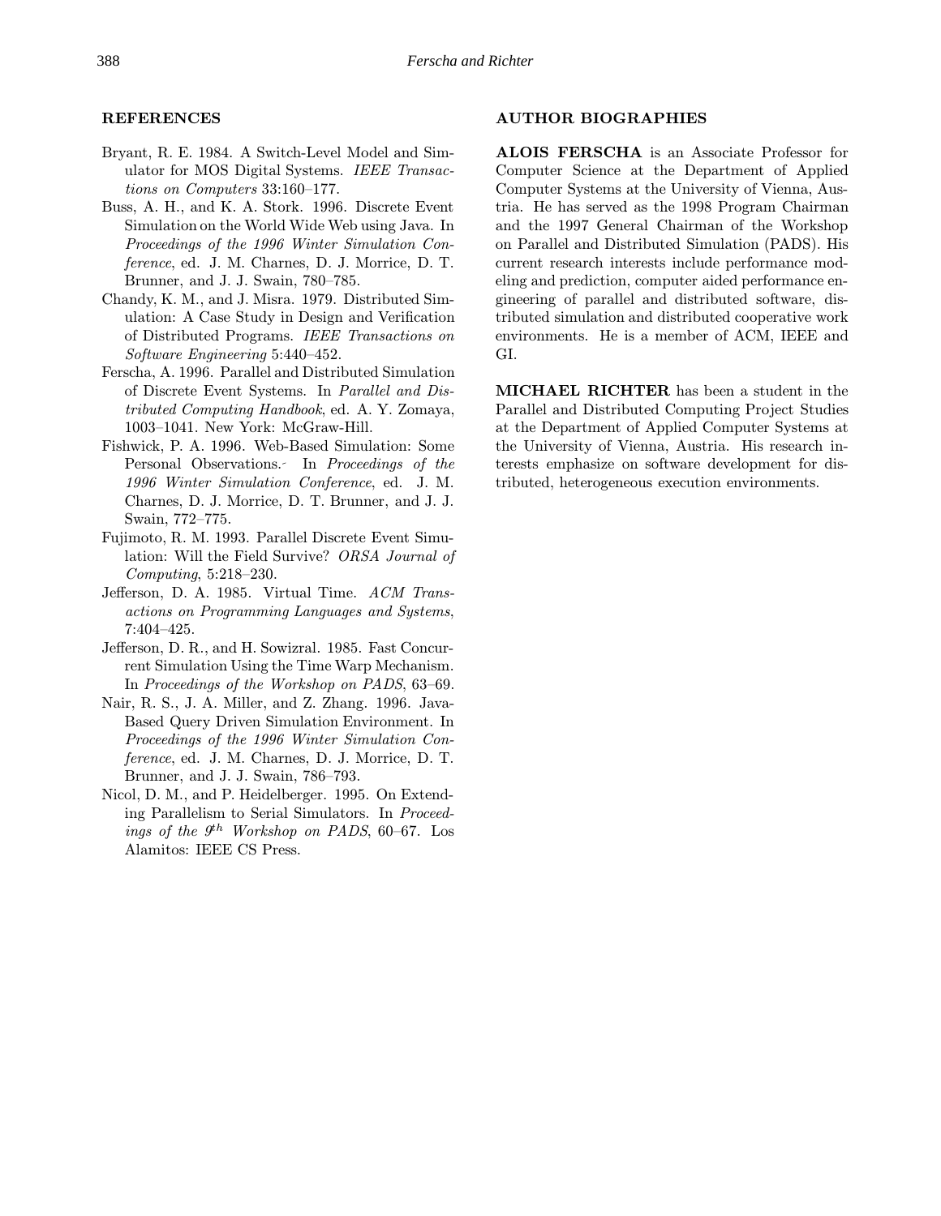## REFERENCES

Bryant, R. E. 1984. A Switch-Level Model and Simulator for MOS Digital Systems. *IEEE Transactions on Computers* 33:160–177.

Buss, A. H., and K. A. Stork. 1996. Discrete Event Simulation on the World Wide Web using Java. In *Proceedings of the 1996 Winter Simulation Conference*, ed. J. M. Charnes, D. J. Morrice, D. T. Brunner, and J. J. Swain, 780–785.

Chandy, K. M., and J. Misra. 1979. Distributed Simulation: A Case Study in Design and Verification of Distributed Programs. *IEEE Transactions on Software Engineering* 5:440–452.

Ferscha, A. 1996. Parallel and Distributed Simulation of Discrete Event Systems. In *Parallel and Distributed Computing Handbook*, ed. A. Y. Zomaya, 1003–1041. New York: McGraw-Hill.

Fishwick, P. A. 1996. Web-Based Simulation: Some Personal Observations. In *Proceedings of the 1996 Winter Simulation Conference*, ed. J. M. Charnes, D. J. Morrice, D. T. Brunner, and J. J. Swain, 772–775.

Fujimoto, R. M. 1993. Parallel Discrete Event Simulation: Will the Field Survive? *ORSA Journal of Computing*, 5:218–230.

Jefferson, D. A. 1985. Virtual Time. *ACM Transactions on Programming Languages and Systems*, 7:404–425.

Jefferson, D. R., and H. Sowizral. 1985. Fast Concurrent Simulation Using the Time Warp Mechanism. In *Proceedings of the Workshop on PADS*, 63–69.

Nair, R. S., J. A. Miller, and Z. Zhang. 1996. Java-Based Query Driven Simulation Environment. In *Proceedings of the 1996 Winter Simulation Conference*, ed. J. M. Charnes, D. J. Morrice, D. T. Brunner, and J. J. Swain, 786–793.

Nicol, D. M., and P. Heidelberger. 1995. On Extending Parallelism to Serial Simulators. In *Proceedings of the 9th Workshop on PADS*, 60–67. Los Alamitos: IEEE CS Press.

## AUTHOR BIOGRAPHIES

**ALOIS FERSCHA** is an Associate Professor for Computer Science at the Department of Applied Computer Systems at the University of Vienna, Austria. He has served as the 1998 Program Chairman and the 1997 General Chairman of the Workshop on Parallel and Distributed Simulation (PADS). His current research interests include performance modeling and prediction, computer aided performance engineering of parallel and distributed software, distributed simulation and distributed cooperative work environments. He is a member of ACM, IEEE and GI.

**MICHAEL RICHTER** has been a student in the Parallel and Distributed Computing Project Studies at the Department of Applied Computer Systems at the University of Vienna, Austria. His research interests emphasize on software development for distributed, heterogeneous execution environments.